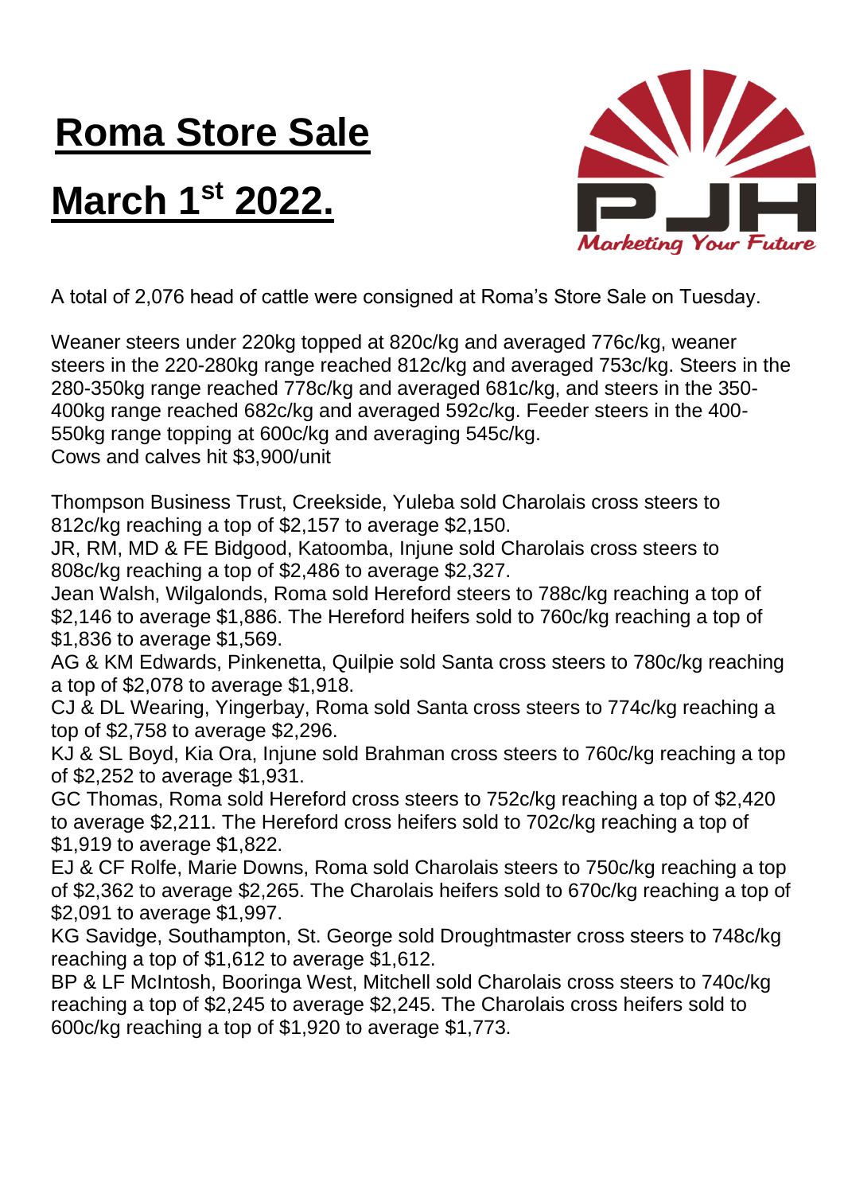# Roma Store Sale

# March 1st 2022.

*Marketing Your Future*

A total of 2,076 head of cattle were consigned at Roma's Store Sale on Tuesday.

Weaner steers under 220kg topped at 820c/kg and averaged 776c/kg, weaner steers in the 220-280kg range reached 812c/kg and averaged 753c/kg. Steers in the 280-350kg range reached 778c/kg and averaged 681c/kg, and steers in the 350-400kg range reached 682c/kg and averaged 592c/kg. Feeder steers in the 400-550kg range topping at 600c/kg and averaging 545c/kg.
Cows and calves hit $3,900/unit

Thompson Business Trust, Creekside, Yuleba sold Charolais cross steers to 812c/kg reaching a top of $2,157 to average $2,150.
JR, RM, MD & FE Bidgood, Katoomba, Injune sold Charolais cross steers to 808c/kg reaching a top of $2,486 to average $2,327.
Jean Walsh, Wilgalonds, Roma sold Hereford steers to 788c/kg reaching a top of $2,146 to average $1,886. The Hereford heifers sold to 760c/kg reaching a top of $1,836 to average $1,569.
AG & KM Edwards, Pinkenetta, Quilpie sold Santa cross steers to 780c/kg reaching a top of $2,078 to average $1,918.
CJ & DL Wearing, Yingerbay, Roma sold Santa cross steers to 774c/kg reaching a top of $2,758 to average $2,296.
KJ & SL Boyd, Kia Ora, Injune sold Brahman cross steers to 760c/kg reaching a top of $2,252 to average $1,931.
GC Thomas, Roma sold Hereford cross steers to 752c/kg reaching a top of $2,420 to average $2,211. The Hereford cross heifers sold to 702c/kg reaching a top of $1,919 to average $1,822.
EJ & CF Rolfe, Marie Downs, Roma sold Charolais steers to 750c/kg reaching a top of $2,362 to average $2,265. The Charolais heifers sold to 670c/kg reaching a top of $2,091 to average $1,997.
KG Savidge, Southampton, St. George sold Droughtmaster cross steers to 748c/kg reaching a top of $1,612 to average $1,612.
BP & LF McIntosh, Booringa West, Mitchell sold Charolais cross steers to 740c/kg reaching a top of $2,245 to average $2,245. The Charolais cross heifers sold to 600c/kg reaching a top of $1,920 to average $1,773.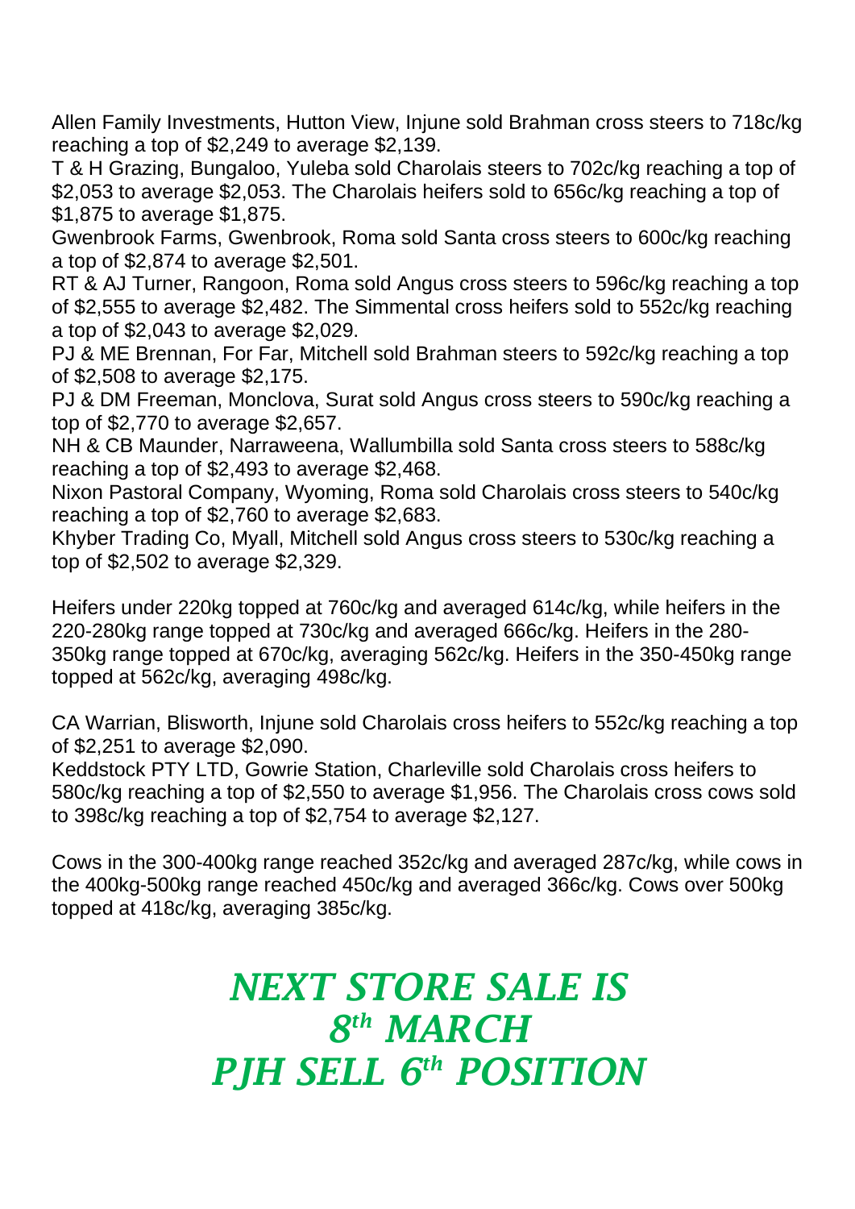Allen Family Investments, Hutton View, Injune sold Brahman cross steers to 718c/kg reaching a top of $2,249 to average $2,139.
T & H Grazing, Bungaloo, Yuleba sold Charolais steers to 702c/kg reaching a top of $2,053 to average $2,053. The Charolais heifers sold to 656c/kg reaching a top of $1,875 to average $1,875.
Gwenbrook Farms, Gwenbrook, Roma sold Santa cross steers to 600c/kg reaching a top of $2,874 to average $2,501.
RT & AJ Turner, Rangoon, Roma sold Angus cross steers to 596c/kg reaching a top of $2,555 to average $2,482. The Simmental cross heifers sold to 552c/kg reaching a top of $2,043 to average $2,029.
PJ & ME Brennan, For Far, Mitchell sold Brahman steers to 592c/kg reaching a top of $2,508 to average $2,175.
PJ & DM Freeman, Monclova, Surat sold Angus cross steers to 590c/kg reaching a top of $2,770 to average $2,657.
NH & CB Maunder, Narraweena, Wallumbilla sold Santa cross steers to 588c/kg reaching a top of $2,493 to average $2,468.
Nixon Pastoral Company, Wyoming, Roma sold Charolais cross steers to 540c/kg reaching a top of $2,760 to average $2,683.
Khyber Trading Co, Myall, Mitchell sold Angus cross steers to 530c/kg reaching a top of $2,502 to average $2,329.

Heifers under 220kg topped at 760c/kg and averaged 614c/kg, while heifers in the 220-280kg range topped at 730c/kg and averaged 666c/kg. Heifers in the 280-350kg range topped at 670c/kg, averaging 562c/kg. Heifers in the 350-450kg range topped at 562c/kg, averaging 498c/kg.

CA Warrian, Blisworth, Injune sold Charolais cross heifers to 552c/kg reaching a top of $2,251 to average $2,090.
Keddstock PTY LTD, Gowrie Station, Charleville sold Charolais cross heifers to 580c/kg reaching a top of $2,550 to average $1,956. The Charolais cross cows sold to 398c/kg reaching a top of $2,754 to average $2,127.

Cows in the 300-400kg range reached 352c/kg and averaged 287c/kg, while cows in the 400kg-500kg range reached 450c/kg and averaged 366c/kg. Cows over 500kg topped at 418c/kg, averaging 385c/kg.

## *NEXT STORE SALE IS 8th MARCH*
## *PJH SELL 6th POSITION*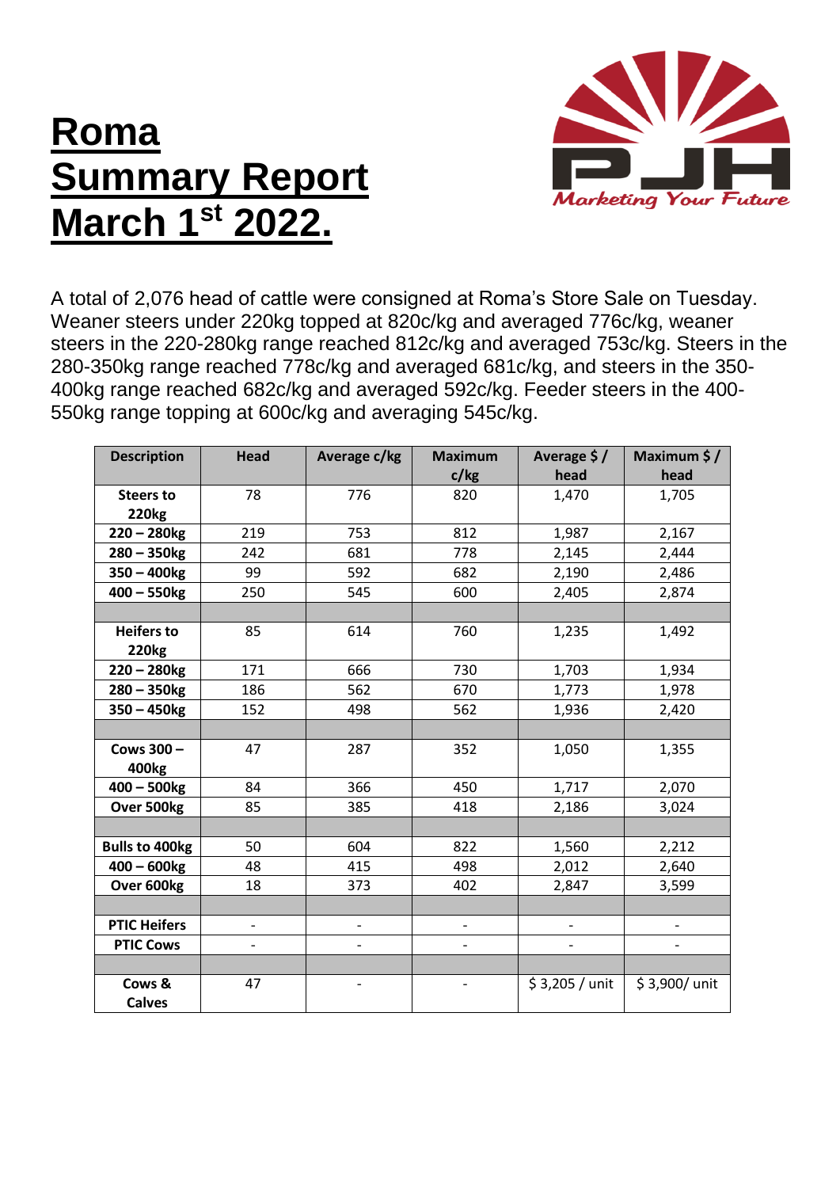# Roma Summary Report March 1st 2022.

Marketing Your Future

A total of 2,076 head of cattle were consigned at Roma's Store Sale on Tuesday. Weaner steers under 220kg topped at 820c/kg and averaged 776c/kg, weaner steers in the 220-280kg range reached 812c/kg and averaged 753c/kg. Steers in the 280-350kg range reached 778c/kg and averaged 681c/kg, and steers in the 350-400kg range reached 682c/kg and averaged 592c/kg. Feeder steers in the 400-550kg range topping at 600c/kg and averaging 545c/kg.

| Description | Head | Average c/kg | Maximum c/kg | Average $ / head | Maximum $ / head |
|---|---|---|---|---|---|
| Steers to 220kg | 78 | 776 | 820 | 1,470 | 1,705 |
| 220 – 280kg | 219 | 753 | 812 | 1,987 | 2,167 |
| 280 – 350kg | 242 | 681 | 778 | 2,145 | 2,444 |
| 350 – 400kg | 99 | 592 | 682 | 2,190 | 2,486 |
| 400 – 550kg | 250 | 545 | 600 | 2,405 | 2,874 |
| | | | | | |
| Heifers to 220kg | 85 | 614 | 760 | 1,235 | 1,492 |
| 220 – 280kg | 171 | 666 | 730 | 1,703 | 1,934 |
| 280 – 350kg | 186 | 562 | 670 | 1,773 | 1,978 |
| 350 – 450kg | 152 | 498 | 562 | 1,936 | 2,420 |
| | | | | | |
| Cows 300 – 400kg | 47 | 287 | 352 | 1,050 | 1,355 |
| 400 – 500kg | 84 | 366 | 450 | 1,717 | 2,070 |
| Over 500kg | 85 | 385 | 418 | 2,186 | 3,024 |
| | | | | | |
| Bulls to 400kg | 50 | 604 | 822 | 1,560 | 2,212 |
| 400 – 600kg | 48 | 415 | 498 | 2,012 | 2,640 |
| Over 600kg | 18 | 373 | 402 | 2,847 | 3,599 |
| | | | | | |
| PTIC Heifers | - | - | - | - | - |
| PTIC Cows | - | - | - | - | - |
| | | | | | |
| Cows & Calves | 47 | - | - | $ 3,205 / unit | $ 3,900/ unit |